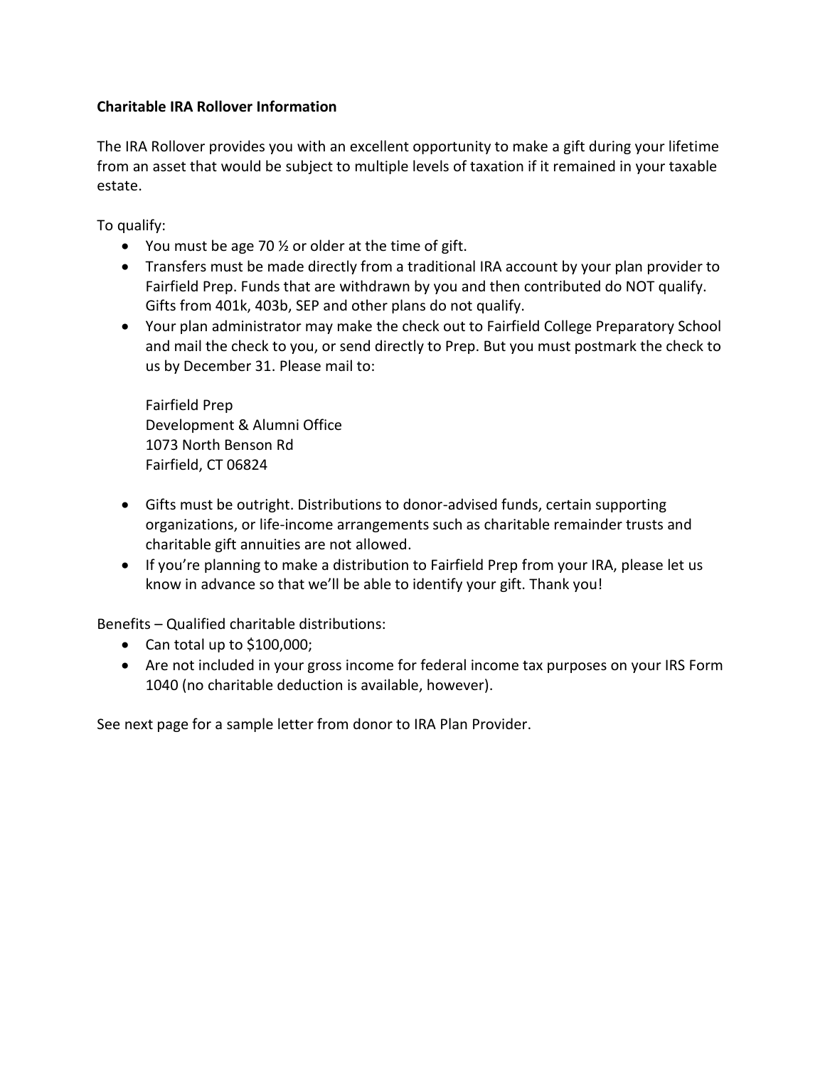**Charitable IRA Rollover Information**

The IRA Rollover provides you with an excellent opportunity to make a gift during your lifetime from an asset that would be subject to multiple levels of taxation if it remained in your taxable estate.

To qualify:

- You must be age 70 ½ or older at the time of gift.
- Transfers must be made directly from a traditional IRA account by your plan provider to Fairfield Prep. Funds that are withdrawn by you and then contributed do NOT qualify. Gifts from 401k, 403b, SEP and other plans do not qualify.
- Your plan administrator may make the check out to Fairfield College Preparatory School and mail the check to you, or send directly to Prep. But you must postmark the check to us by December 31. Please mail to:

  Fairfield Prep
  Development & Alumni Office
  1073 North Benson Rd
  Fairfield, CT 06824

- Gifts must be outright. Distributions to donor-advised funds, certain supporting organizations, or life-income arrangements such as charitable remainder trusts and charitable gift annuities are not allowed.
- If you're planning to make a distribution to Fairfield Prep from your IRA, please let us know in advance so that we'll be able to identify your gift. Thank you!

Benefits – Qualified charitable distributions:

- Can total up to $100,000;
- Are not included in your gross income for federal income tax purposes on your IRS Form 1040 (no charitable deduction is available, however).

See next page for a sample letter from donor to IRA Plan Provider.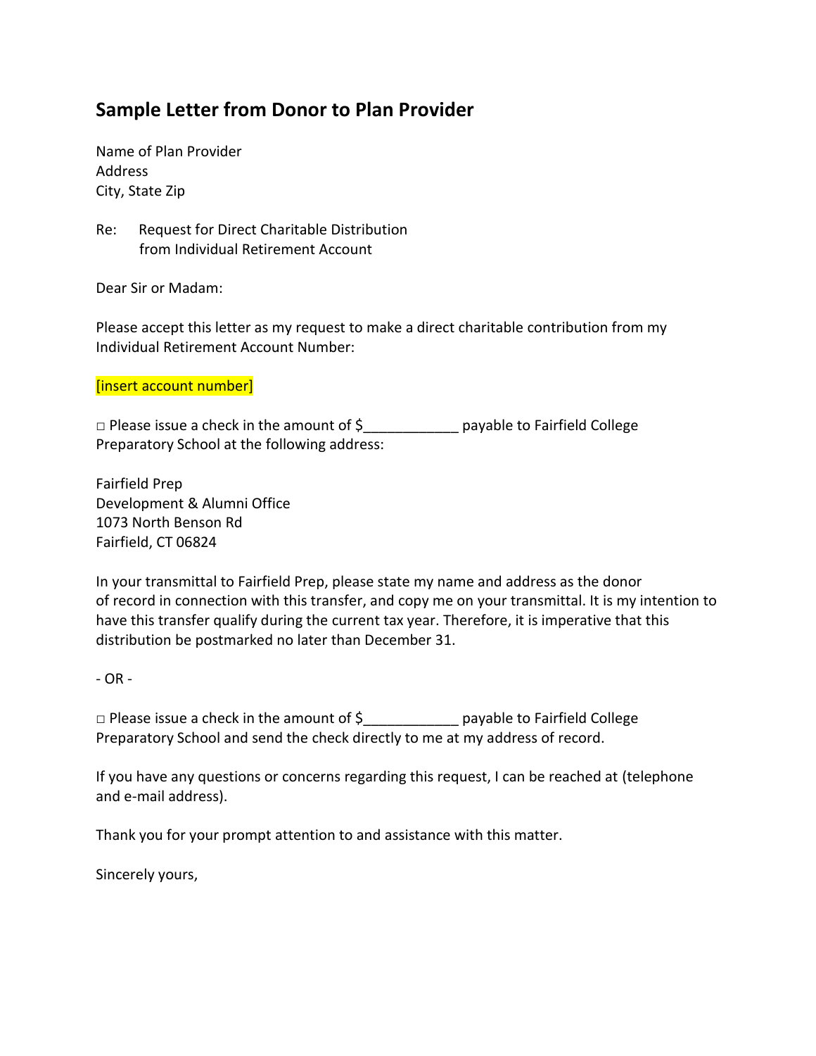## Sample Letter from Donor to Plan Provider

Name of Plan Provider
Address
City, State Zip

Re: Request for Direct Charitable Distribution
from Individual Retirement Account

Dear Sir or Madam:

Please accept this letter as my request to make a direct charitable contribution from my Individual Retirement Account Number:

[insert account number]

□ Please issue a check in the amount of $____________ payable to Fairfield College Preparatory School at the following address:

Fairfield Prep
Development & Alumni Office
1073 North Benson Rd
Fairfield, CT 06824

In your transmittal to Fairfield Prep, please state my name and address as the donor of record in connection with this transfer, and copy me on your transmittal. It is my intention to have this transfer qualify during the current tax year. Therefore, it is imperative that this distribution be postmarked no later than December 31.

- OR -

□ Please issue a check in the amount of $____________ payable to Fairfield College Preparatory School and send the check directly to me at my address of record.

If you have any questions or concerns regarding this request, I can be reached at (telephone and e-mail address).

Thank you for your prompt attention to and assistance with this matter.

Sincerely yours,